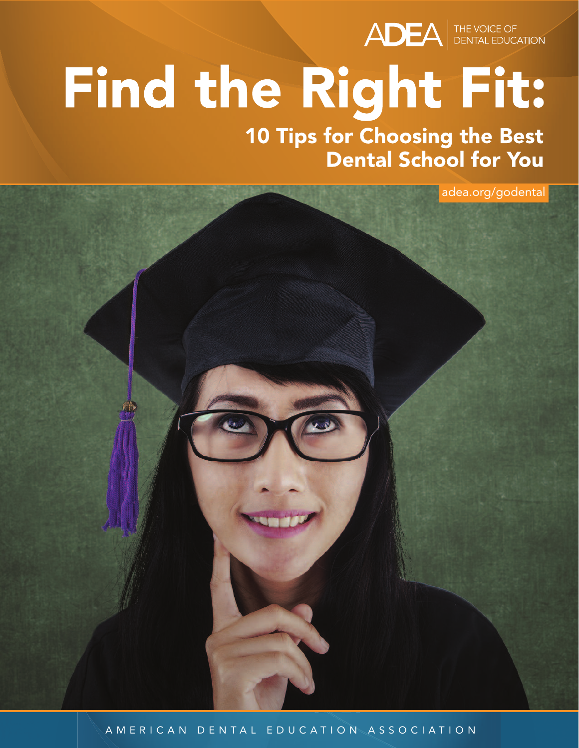ADEA | THE VOICE OF DENTAL EDUCATION

# Find the Right Fit:

## 10 Tips for Choosing the Best Dental School for You

adea.org/godental

AMERICAN DENTAL EDUCATION ASSOCIATION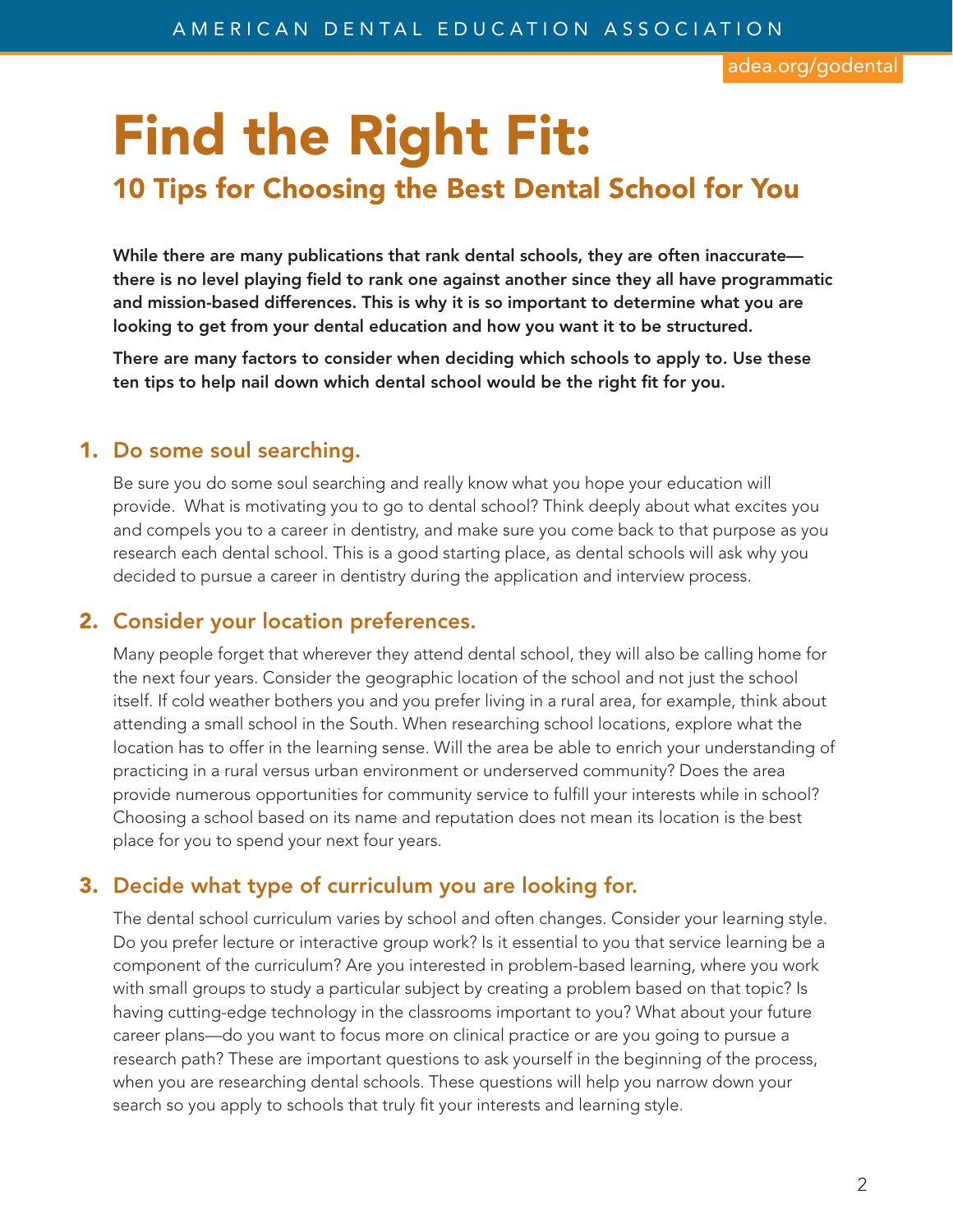# Find the Right Fit:

## 10 Tips for Choosing the Best Dental School for You

**While there are many publications that rank dental schools, they are often inaccurate—there is no level playing field to rank one against another since they all have programmatic and mission-based differences. This is why it is so important to determine what you are looking to get from your dental education and how you want it to be structured.**

**There are many factors to consider when deciding which schools to apply to. Use these ten tips to help nail down which dental school would be the right fit for you.**

### 1. Do some soul searching.

Be sure you do some soul searching and really know what you hope your education will provide. What is motivating you to go to dental school? Think deeply about what excites you and compels you to a career in dentistry, and make sure you come back to that purpose as you research each dental school. This is a good starting place, as dental schools will ask why you decided to pursue a career in dentistry during the application and interview process.

### 2. Consider your location preferences.

Many people forget that wherever they attend dental school, they will also be calling home for the next four years. Consider the geographic location of the school and not just the school itself. If cold weather bothers you and you prefer living in a rural area, for example, think about attending a small school in the South. When researching school locations, explore what the location has to offer in the learning sense. Will the area be able to enrich your understanding of practicing in a rural versus urban environment or underserved community? Does the area provide numerous opportunities for community service to fulfill your interests while in school? Choosing a school based on its name and reputation does not mean its location is the best place for you to spend your next four years.

### 3. Decide what type of curriculum you are looking for.

The dental school curriculum varies by school and often changes. Consider your learning style. Do you prefer lecture or interactive group work? Is it essential to you that service learning be a component of the curriculum? Are you interested in problem-based learning, where you work with small groups to study a particular subject by creating a problem based on that topic? Is having cutting-edge technology in the classrooms important to you? What about your future career plans—do you want to focus more on clinical practice or are you going to pursue a research path? These are important questions to ask yourself in the beginning of the process, when you are researching dental schools. These questions will help you narrow down your search so you apply to schools that truly fit your interests and learning style.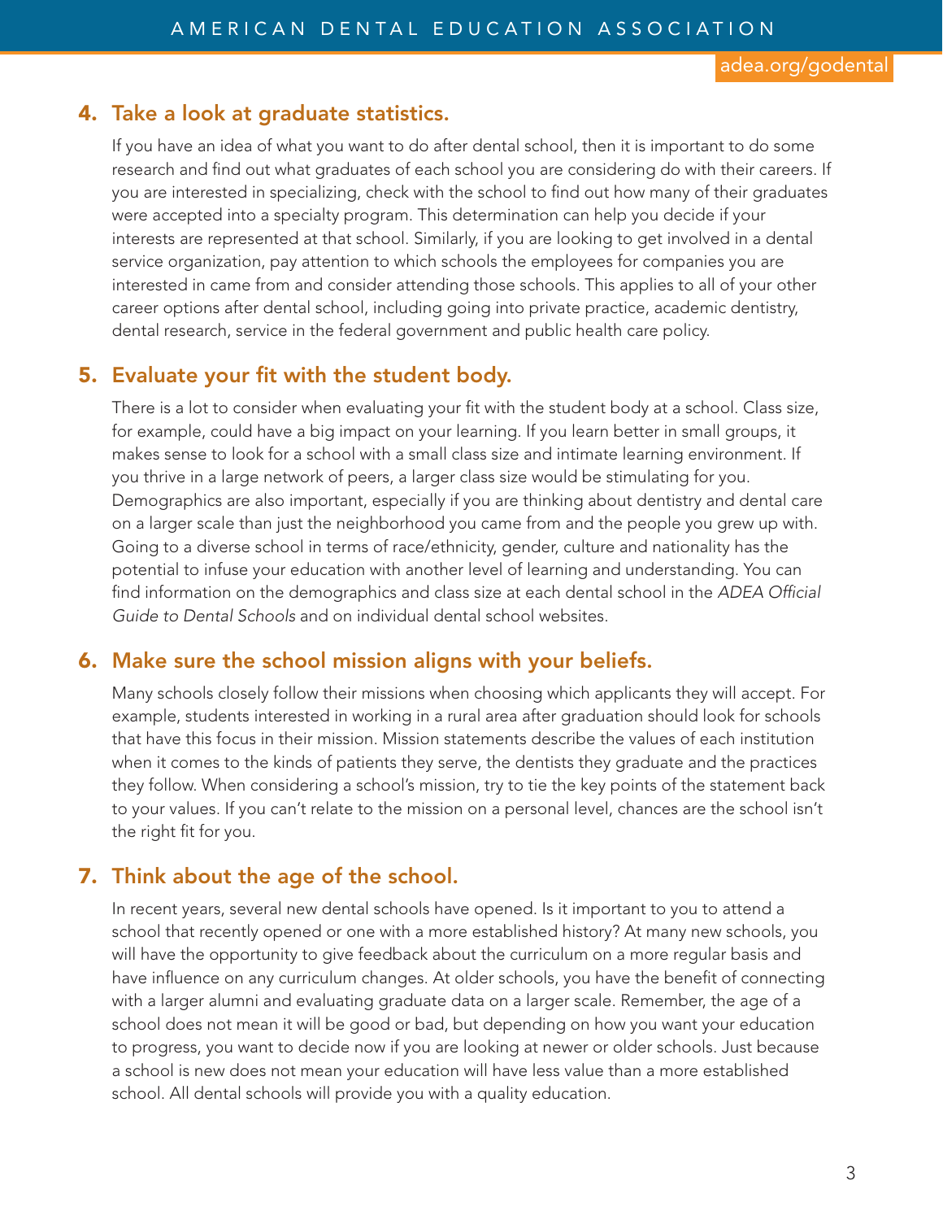### 4. Take a look at graduate statistics.

If you have an idea of what you want to do after dental school, then it is important to do some research and find out what graduates of each school you are considering do with their careers. If you are interested in specializing, check with the school to find out how many of their graduates were accepted into a specialty program. This determination can help you decide if your interests are represented at that school. Similarly, if you are looking to get involved in a dental service organization, pay attention to which schools the employees for companies you are interested in came from and consider attending those schools. This applies to all of your other career options after dental school, including going into private practice, academic dentistry, dental research, service in the federal government and public health care policy.

### 5. Evaluate your fit with the student body.

There is a lot to consider when evaluating your fit with the student body at a school. Class size, for example, could have a big impact on your learning. If you learn better in small groups, it makes sense to look for a school with a small class size and intimate learning environment. If you thrive in a large network of peers, a larger class size would be stimulating for you. Demographics are also important, especially if you are thinking about dentistry and dental care on a larger scale than just the neighborhood you came from and the people you grew up with. Going to a diverse school in terms of race/ethnicity, gender, culture and nationality has the potential to infuse your education with another level of learning and understanding. You can find information on the demographics and class size at each dental school in the *ADEA Official Guide to Dental Schools* and on individual dental school websites.

### 6. Make sure the school mission aligns with your beliefs.

Many schools closely follow their missions when choosing which applicants they will accept. For example, students interested in working in a rural area after graduation should look for schools that have this focus in their mission. Mission statements describe the values of each institution when it comes to the kinds of patients they serve, the dentists they graduate and the practices they follow. When considering a school's mission, try to tie the key points of the statement back to your values. If you can't relate to the mission on a personal level, chances are the school isn't the right fit for you.

### 7. Think about the age of the school.

In recent years, several new dental schools have opened. Is it important to you to attend a school that recently opened or one with a more established history? At many new schools, you will have the opportunity to give feedback about the curriculum on a more regular basis and have influence on any curriculum changes. At older schools, you have the benefit of connecting with a larger alumni and evaluating graduate data on a larger scale. Remember, the age of a school does not mean it will be good or bad, but depending on how you want your education to progress, you want to decide now if you are looking at newer or older schools. Just because a school is new does not mean your education will have less value than a more established school. All dental schools will provide you with a quality education.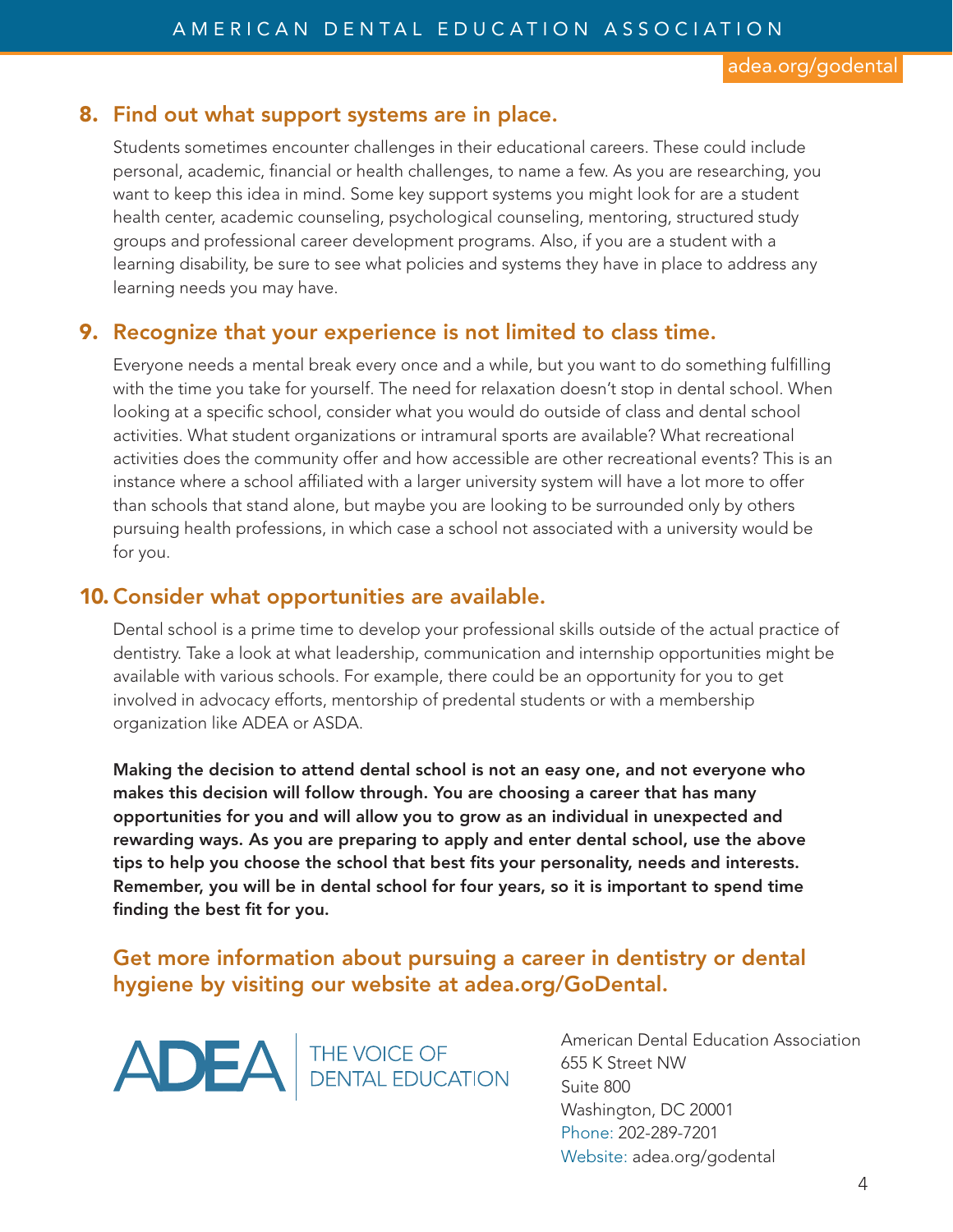## 8. Find out what support systems are in place.

Students sometimes encounter challenges in their educational careers. These could include personal, academic, financial or health challenges, to name a few. As you are researching, you want to keep this idea in mind. Some key support systems you might look for are a student health center, academic counseling, psychological counseling, mentoring, structured study groups and professional career development programs. Also, if you are a student with a learning disability, be sure to see what policies and systems they have in place to address any learning needs you may have.

## 9. Recognize that your experience is not limited to class time.

Everyone needs a mental break every once and a while, but you want to do something fulfilling with the time you take for yourself. The need for relaxation doesn't stop in dental school. When looking at a specific school, consider what you would do outside of class and dental school activities. What student organizations or intramural sports are available? What recreational activities does the community offer and how accessible are other recreational events? This is an instance where a school affiliated with a larger university system will have a lot more to offer than schools that stand alone, but maybe you are looking to be surrounded only by others pursuing health professions, in which case a school not associated with a university would be for you.

## 10. Consider what opportunities are available.

Dental school is a prime time to develop your professional skills outside of the actual practice of dentistry. Take a look at what leadership, communication and internship opportunities might be available with various schools. For example, there could be an opportunity for you to get involved in advocacy efforts, mentorship of predental students or with a membership organization like ADEA or ASDA.

**Making the decision to attend dental school is not an easy one, and not everyone who makes this decision will follow through. You are choosing a career that has many opportunities for you and will allow you to grow as an individual in unexpected and rewarding ways. As you are preparing to apply and enter dental school, use the above tips to help you choose the school that best fits your personality, needs and interests. Remember, you will be in dental school for four years, so it is important to spend time finding the best fit for you.**

**Get more information about pursuing a career in dentistry or dental hygiene by visiting our website at adea.org/GoDental.**

ADEA | THE VOICE OF DENTAL EDUCATION

American Dental Education Association
655 K Street NW
Suite 800
Washington, DC 20001
Phone: 202-289-7201
Website: adea.org/godental